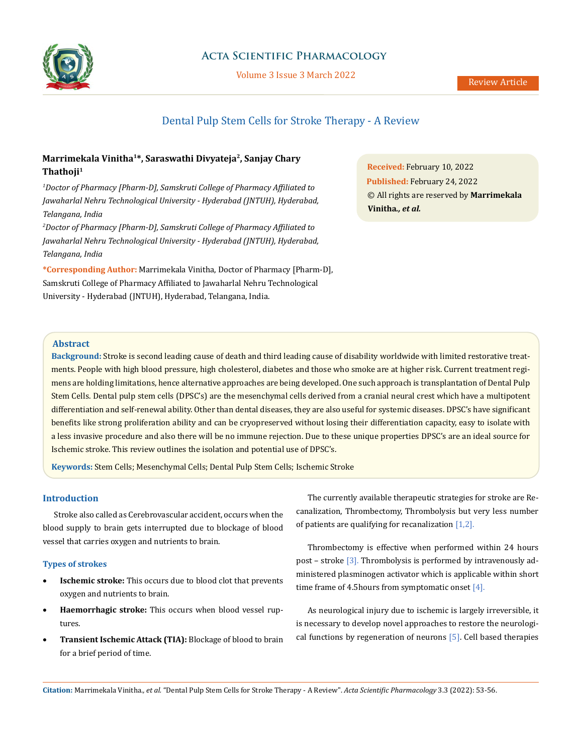# Dental Pulp Stem Cells for Stroke Therapy - A Review

**Marrimekala Vinitha[1]*, Saraswathi Divyateja[2], Sanjay Chary Thathoji[1]**

*[1]Doctor of Pharmacy [Pharm-D], Samskruti College of Pharmacy Affiliated to Jawaharlal Nehru Technological University - Hyderabad (JNTUH), Hyderabad, Telangana, India*

*[2]Doctor of Pharmacy [Pharm-D], Samskruti College of Pharmacy Affiliated to Jawaharlal Nehru Technological University - Hyderabad (JNTUH), Hyderabad, Telangana, India*

**\*Corresponding Author:** Marrimekala Vinitha, Doctor of Pharmacy [Pharm-D], Samskruti College of Pharmacy Affiliated to Jawaharlal Nehru Technological University - Hyderabad (JNTUH), Hyderabad, Telangana, India.

**Received:** February 10, 2022
**Published:** February 24, 2022
© All rights are reserved by **Marrimekala Vinitha.*, et al.***

## Abstract

**Background:** Stroke is second leading cause of death and third leading cause of disability worldwide with limited restorative treatments. People with high blood pressure, high cholesterol, diabetes and those who smoke are at higher risk. Current treatment regimens are holding limitations, hence alternative approaches are being developed. One such approach is transplantation of Dental Pulp Stem Cells. Dental pulp stem cells (DPSC's) are the mesenchymal cells derived from a cranial neural crest which have a multipotent differentiation and self-renewal ability. Other than dental diseases, they are also useful for systemic diseases. DPSC's have significant benefits like strong proliferation ability and can be cryopreserved without losing their differentiation capacity, easy to isolate with a less invasive procedure and also there will be no immune rejection. Due to these unique properties DPSC's are an ideal source for Ischemic stroke. This review outlines the isolation and potential use of DPSC's.

**Keywords:** Stem Cells; Mesenchymal Cells; Dental Pulp Stem Cells; Ischemic Stroke

## Introduction

Stroke also called as Cerebrovascular accident, occurs when the blood supply to brain gets interrupted due to blockage of blood vessel that carries oxygen and nutrients to brain.

### Types of strokes

- **Ischemic stroke:** This occurs due to blood clot that prevents oxygen and nutrients to brain.
- **Haemorrhagic stroke:** This occurs when blood vessel ruptures.
- **Transient Ischemic Attack (TIA):** Blockage of blood to brain for a brief period of time.

The currently available therapeutic strategies for stroke are Recanalization, Thrombectomy, Thrombolysis but very less number of patients are qualifying for recanalization [1,2].

Thrombectomy is effective when performed within 24 hours post – stroke [3]. Thrombolysis is performed by intravenously administered plasminogen activator which is applicable within short time frame of 4.5hours from symptomatic onset [4].

As neurological injury due to ischemic is largely irreversible, it is necessary to develop novel approaches to restore the neurological functions by regeneration of neurons [5]. Cell based therapies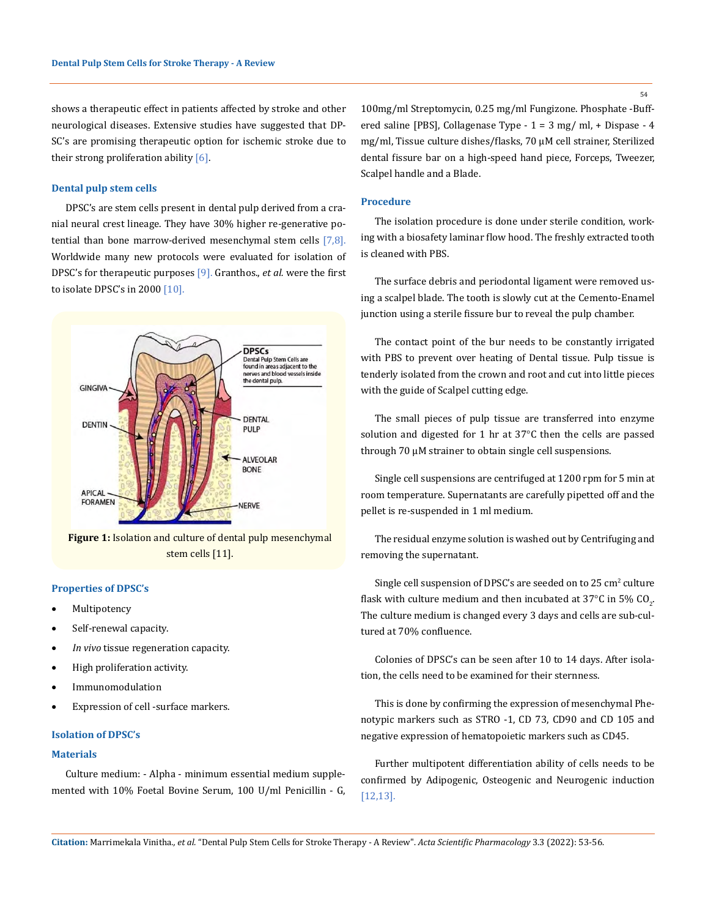shows a therapeutic effect in patients affected by stroke and other neurological diseases. Extensive studies have suggested that DPSC's are promising therapeutic option for ischemic stroke due to their strong proliferation ability [6].

### Dental pulp stem cells

DPSC's are stem cells present in dental pulp derived from a cranial neural crest lineage. They have 30% higher re-generative potential than bone marrow-derived mesenchymal stem cells [7,8]. Worldwide many new protocols were evaluated for isolation of DPSC's for therapeutic purposes [9]. Granthos., *et al.* were the first to isolate DPSC's in 2000 [10].

**Figure 1:** Isolation and culture of dental pulp mesenchymal stem cells [11].

### Properties of DPSC's

- Multipotency
- Self-renewal capacity.
- *In vivo* tissue regeneration capacity.
- High proliferation activity.
- Immunomodulation
- Expression of cell -surface markers.

### Isolation of DPSC's

### Materials

Culture medium: - Alpha - minimum essential medium supplemented with 10% Foetal Bovine Serum, 100 U/ml Penicillin - G, 100mg/ml Streptomycin, 0.25 mg/ml Fungizone. Phosphate -Buffered saline [PBS], Collagenase Type - 1 = 3 mg/ ml, + Dispase - 4 mg/ml, Tissue culture dishes/flasks, 70 µM cell strainer, Sterilized dental fissure bar on a high-speed hand piece, Forceps, Tweezer, Scalpel handle and a Blade.

### Procedure

The isolation procedure is done under sterile condition, working with a biosafety laminar flow hood. The freshly extracted tooth is cleaned with PBS.

The surface debris and periodontal ligament were removed using a scalpel blade. The tooth is slowly cut at the Cemento-Enamel junction using a sterile fissure bur to reveal the pulp chamber.

The contact point of the bur needs to be constantly irrigated with PBS to prevent over heating of Dental tissue. Pulp tissue is tenderly isolated from the crown and root and cut into little pieces with the guide of Scalpel cutting edge.

The small pieces of pulp tissue are transferred into enzyme solution and digested for 1 hr at 37°C then the cells are passed through 70 µM strainer to obtain single cell suspensions.

Single cell suspensions are centrifuged at 1200 rpm for 5 min at room temperature. Supernatants are carefully pipetted off and the pellet is re-suspended in 1 ml medium.

The residual enzyme solution is washed out by Centrifuging and removing the supernatant.

Single cell suspension of DPSC's are seeded on to 25 $cm^2$ culture flask with culture medium and then incubated at 37°C in 5% $CO_2$. The culture medium is changed every 3 days and cells are sub-cultured at 70% confluence.

Colonies of DPSC's can be seen after 10 to 14 days. After isolation, the cells need to be examined for their sternness.

This is done by confirming the expression of mesenchymal Phenotypic markers such as STRO -1, CD 73, CD90 and CD 105 and negative expression of hematopoietic markers such as CD45.

Further multipotent differentiation ability of cells needs to be confirmed by Adipogenic, Osteogenic and Neurogenic induction [12,13].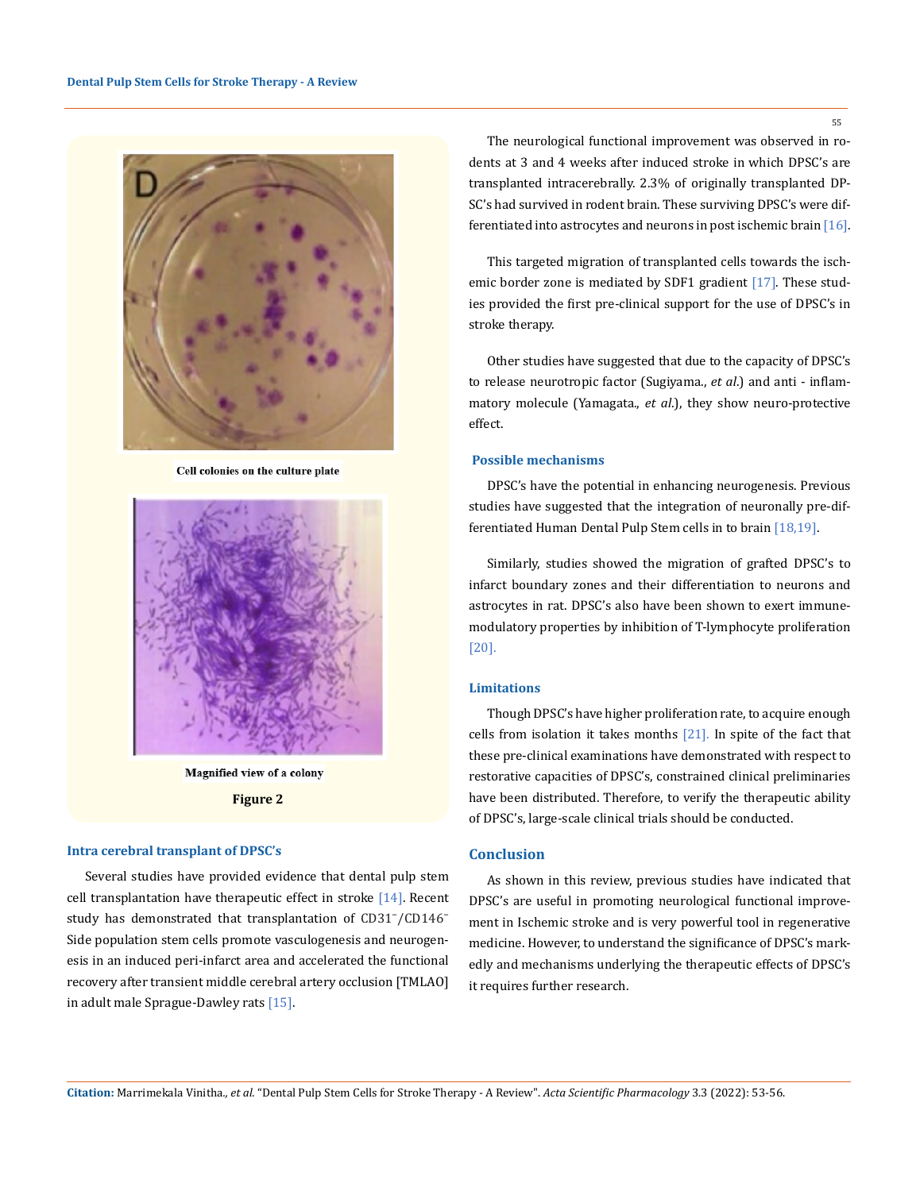Cell colonies on the culture plate

Magnified view of a colony

**Figure 2**

### Intra cerebral transplant of DPSC's

Several studies have provided evidence that dental pulp stem cell transplantation have therapeutic effect in stroke [14]. Recent study has demonstrated that transplantation of $CD31^{-}/CD146^{-}$ Side population stem cells promote vasculogenesis and neurogenesis in an induced peri-infarct area and accelerated the functional recovery after transient middle cerebral artery occlusion [TMLAO] in adult male Sprague-Dawley rats [15].

The neurological functional improvement was observed in rodents at 3 and 4 weeks after induced stroke in which DPSC's are transplanted intracerebrally. 2.3% of originally transplanted DPSC's had survived in rodent brain. These surviving DPSC's were differentiated into astrocytes and neurons in post ischemic brain [16].

This targeted migration of transplanted cells towards the ischemic border zone is mediated by SDF1 gradient [17]. These studies provided the first pre-clinical support for the use of DPSC's in stroke therapy.

Other studies have suggested that due to the capacity of DPSC's to release neurotropic factor (Sugiyama., *et al*.) and anti - inflammatory molecule (Yamagata., *et al*.), they show neuro-protective effect.

### Possible mechanisms

DPSC's have the potential in enhancing neurogenesis. Previous studies have suggested that the integration of neuronally pre-differentiated Human Dental Pulp Stem cells in to brain [18,19].

Similarly, studies showed the migration of grafted DPSC's to infarct boundary zones and their differentiation to neurons and astrocytes in rat. DPSC's also have been shown to exert immunemodulatory properties by inhibition of T-lymphocyte proliferation [20].

### Limitations

Though DPSC's have higher proliferation rate, to acquire enough cells from isolation it takes months [21]. In spite of the fact that these pre-clinical examinations have demonstrated with respect to restorative capacities of DPSC's, constrained clinical preliminaries have been distributed. Therefore, to verify the therapeutic ability of DPSC's, large-scale clinical trials should be conducted.

## Conclusion

As shown in this review, previous studies have indicated that DPSC's are useful in promoting neurological functional improvement in Ischemic stroke and is very powerful tool in regenerative medicine. However, to understand the significance of DPSC's markedly and mechanisms underlying the therapeutic effects of DPSC's it requires further research.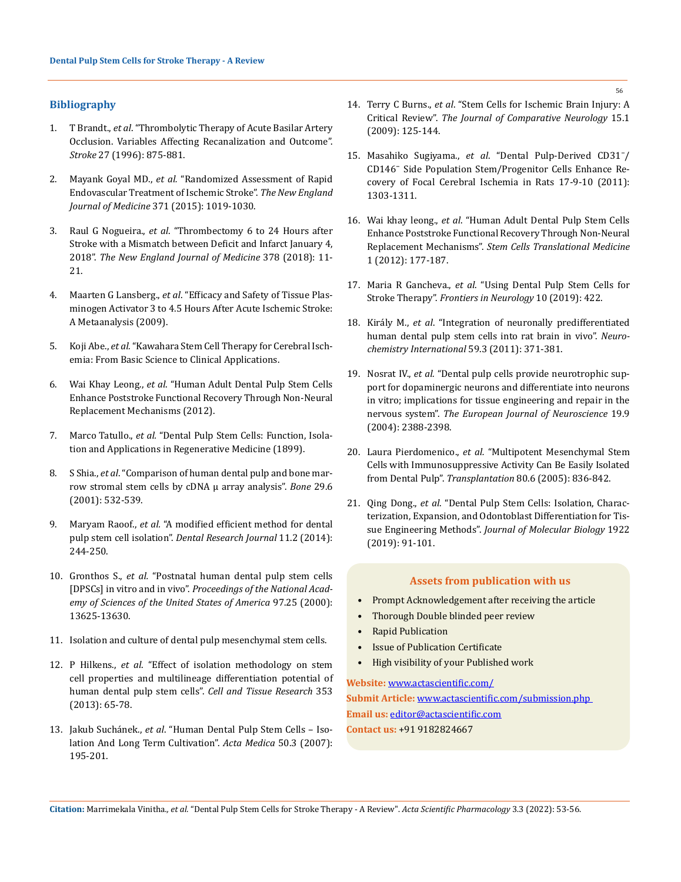## Bibliography

1. T Brandt., *et al*. "Thrombolytic Therapy of Acute Basilar Artery Occlusion. Variables Affecting Recanalization and Outcome". *Stroke* 27 (1996): 875-881.
2. Mayank Goyal MD., *et al.* "Randomized Assessment of Rapid Endovascular Treatment of Ischemic Stroke". *The New England Journal of Medicine* 371 (2015): 1019-1030.
3. Raul G Nogueira., *et al*. "Thrombectomy 6 to 24 Hours after Stroke with a Mismatch between Deficit and Infarct January 4, 2018". *The New England Journal of Medicine* 378 (2018): 11-21.
4. Maarten G Lansberg., *et al*. "Efficacy and Safety of Tissue Plasminogen Activator 3 to 4.5 Hours After Acute Ischemic Stroke: A Metaanalysis (2009).
5. Koji Abe., *et al.* "Kawahara Stem Cell Therapy for Cerebral Ischemia: From Basic Science to Clinical Applications.
6. Wai Khay Leong., *et al.* "Human Adult Dental Pulp Stem Cells Enhance Poststroke Functional Recovery Through Non-Neural Replacement Mechanisms (2012).
7. Marco Tatullo., *et al.* "Dental Pulp Stem Cells: Function, Isolation and Applications in Regenerative Medicine (1899).
8. S Shia., *et al*. "Comparison of human dental pulp and bone marrow stromal stem cells by cDNA μ array analysis". *Bone* 29.6 (2001): 532-539.
9. Maryam Raoof., *et al.* "A modified efficient method for dental pulp stem cell isolation". *Dental Research Journal* 11.2 (2014): 244-250.
10. Gronthos S., *et al.* "Postnatal human dental pulp stem cells [DPSCs] in vitro and in vivo". *Proceedings of the National Academy of Sciences of the United States of America* 97.25 (2000): 13625-13630.
11. Isolation and culture of dental pulp mesenchymal stem cells.
12. P Hilkens., *et al*. "Effect of isolation methodology on stem cell properties and multilineage differentiation potential of human dental pulp stem cells". *Cell and Tissue Research* 353 (2013): 65-78.
13. Jakub Suchánek., *et al*. "Human Dental Pulp Stem Cells – Isolation And Long Term Cultivation". *Acta Medica* 50.3 (2007): 195-201.
14. Terry C Burns., *et al*. "Stem Cells for Ischemic Brain Injury: A Critical Review". *The Journal of Comparative Neurology* 15.1 (2009): 125-144.
15. Masahiko Sugiyama., *et al*. "Dental Pulp-Derived CD31⁻/CD146⁻ Side Population Stem/Progenitor Cells Enhance Recovery of Focal Cerebral Ischemia in Rats 17-9-10 (2011): 1303-1311.
16. Wai khay leong., *et al*. "Human Adult Dental Pulp Stem Cells Enhance Poststroke Functional Recovery Through Non-Neural Replacement Mechanisms". *Stem Cells Translational Medicine* 1 (2012): 177-187.
17. Maria R Gancheva., *et al*. "Using Dental Pulp Stem Cells for Stroke Therapy". *Frontiers in Neurology* 10 (2019): 422.
18. Király M., *et al*. "Integration of neuronally predifferentiated human dental pulp stem cells into rat brain in vivo". *Neurochemistry International* 59.3 (2011): 371-381.
19. Nosrat IV., *et al.* "Dental pulp cells provide neurotrophic support for dopaminergic neurons and differentiate into neurons in vitro; implications for tissue engineering and repair in the nervous system". *The European Journal of Neuroscience* 19.9 (2004): 2388-2398.
20. Laura Pierdomenico., *et al.* "Multipotent Mesenchymal Stem Cells with Immunosuppressive Activity Can Be Easily Isolated from Dental Pulp". *Transplantation* 80.6 (2005): 836-842.
21. Qing Dong., *et al*. "Dental Pulp Stem Cells: Isolation, Characterization, Expansion, and Odontoblast Differentiation for Tissue Engineering Methods". *Journal of Molecular Biology* 1922 (2019): 91-101.

**Assets from publication with us**

- Prompt Acknowledgement after receiving the article
- Thorough Double blinded peer review
- Rapid Publication
- Issue of Publication Certificate
- High visibility of your Published work

**Website:** www.actascientific.com/
**Submit Article:** www.actascientific.com/submission.php
**Email us:** editor@actascientific.com
**Contact us:** +91 9182824667